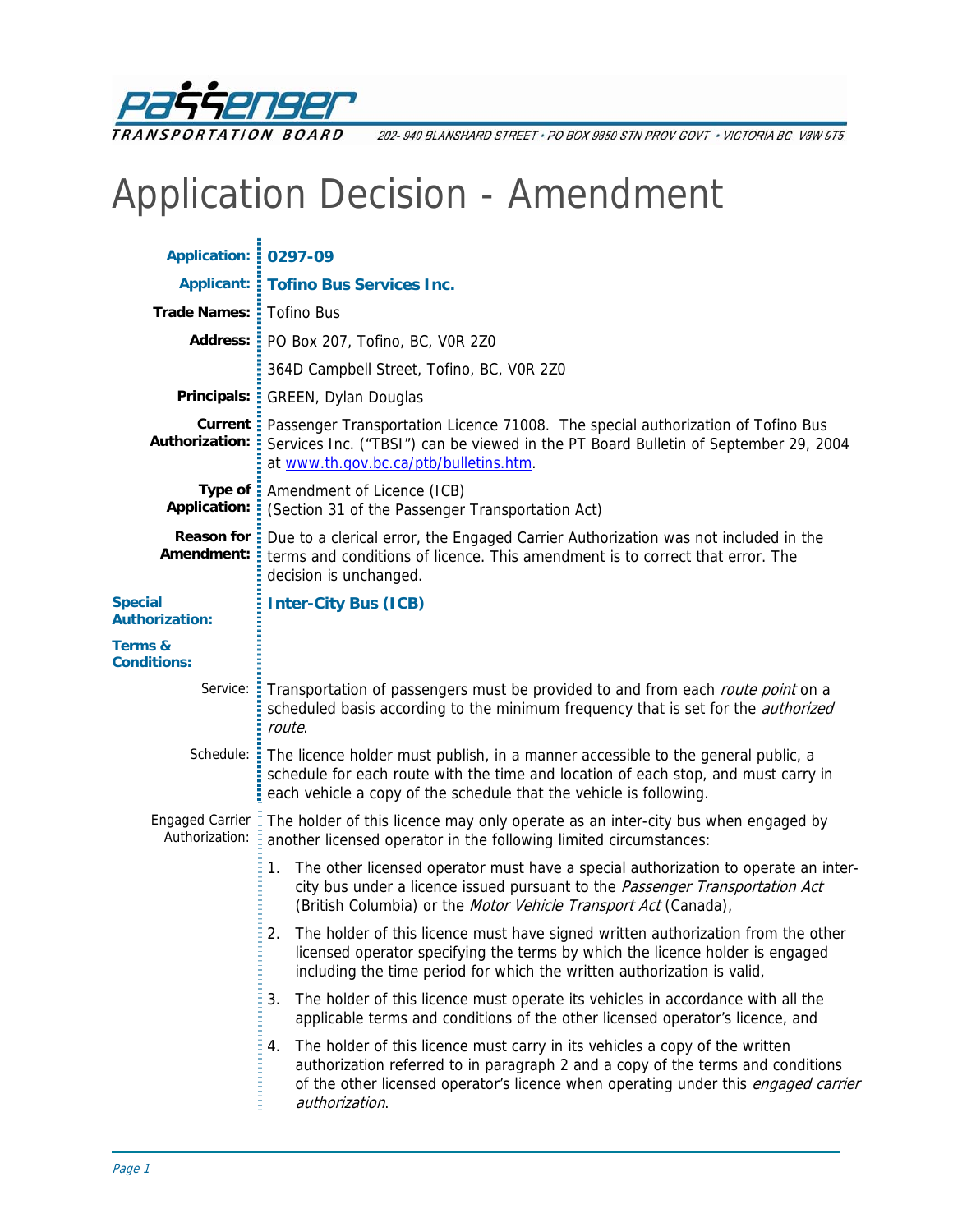PASSENGER TRANSPORTATION BOARD

202- 940 BLANSHARD STREET • PO BOX 9850 STN PROV GOVT • VICTORIA BC V8W 9T5

# Application Decision - Amendment

**Application:** **0297-09**

**Applicant:** **Tofino Bus Services Inc.**

**Trade Names:** Tofino Bus

**Address:** PO Box 207, Tofino, BC, V0R 2Z0

364D Campbell Street, Tofino, BC, V0R 2Z0

**Principals:** GREEN, Dylan Douglas

**Current Authorization:** Passenger Transportation Licence 71008. The special authorization of Tofino Bus Services Inc. ("TBSI") can be viewed in the PT Board Bulletin of September 29, 2004 at www.th.gov.bc.ca/ptb/bulletins.htm.

**Type of Application:** Amendment of Licence (ICB) (Section 31 of the Passenger Transportation Act)

**Reason for Amendment:** Due to a clerical error, the Engaged Carrier Authorization was not included in the terms and conditions of licence. This amendment is to correct that error. The decision is unchanged.

**Special Authorization:** **Inter-City Bus (ICB)**

**Terms & Conditions:**

Service: Transportation of passengers must be provided to and from each *route point* on a scheduled basis according to the minimum frequency that is set for the *authorized route*.

Schedule: The licence holder must publish, in a manner accessible to the general public, a schedule for each route with the time and location of each stop, and must carry in each vehicle a copy of the schedule that the vehicle is following.

Engaged Carrier Authorization: The holder of this licence may only operate as an inter-city bus when engaged by another licensed operator in the following limited circumstances:

1. The other licensed operator must have a special authorization to operate an inter-city bus under a licence issued pursuant to the *Passenger Transportation Act* (British Columbia) or the *Motor Vehicle Transport Act* (Canada),
2. The holder of this licence must have signed written authorization from the other licensed operator specifying the terms by which the licence holder is engaged including the time period for which the written authorization is valid,
3. The holder of this licence must operate its vehicles in accordance with all the applicable terms and conditions of the other licensed operator's licence, and
4. The holder of this licence must carry in its vehicles a copy of the written authorization referred to in paragraph 2 and a copy of the terms and conditions of the other licensed operator's licence when operating under this *engaged carrier authorization*.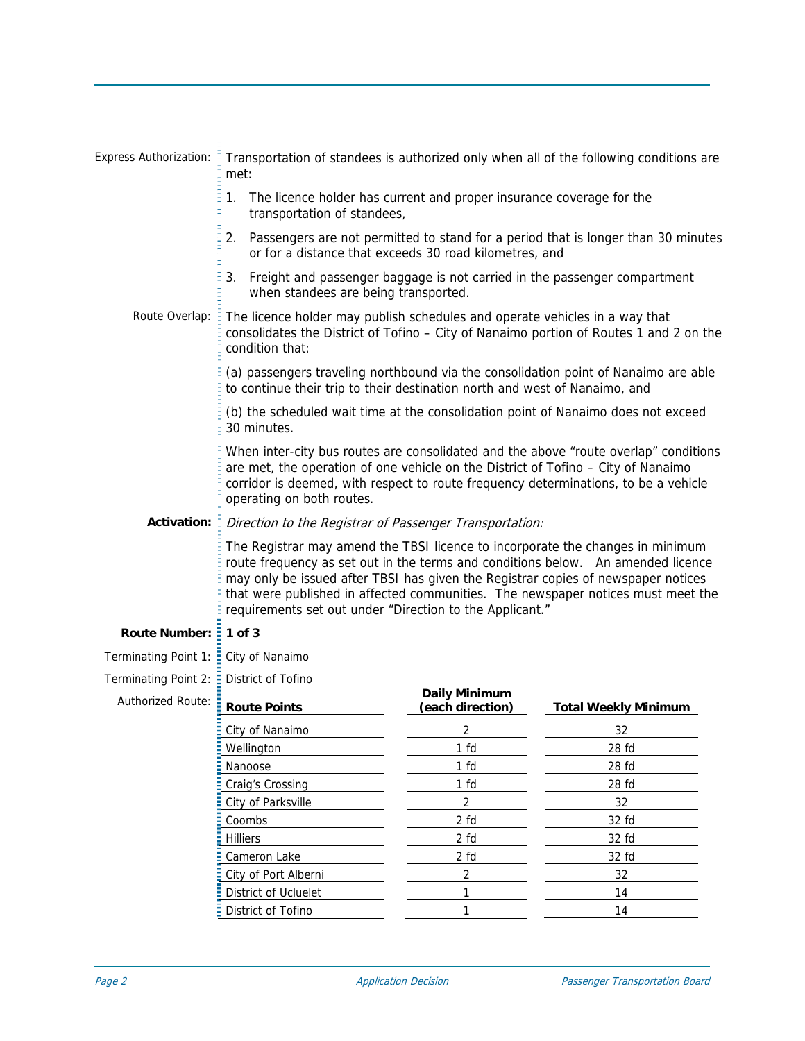Express Authorization: Transportation of standees is authorized only when all of the following conditions are met:

1. The licence holder has current and proper insurance coverage for the transportation of standees,
2. Passengers are not permitted to stand for a period that is longer than 30 minutes or for a distance that exceeds 30 road kilometres, and
3. Freight and passenger baggage is not carried in the passenger compartment when standees are being transported.

Route Overlap: The licence holder may publish schedules and operate vehicles in a way that consolidates the District of Tofino – City of Nanaimo portion of Routes 1 and 2 on the condition that:

(a) passengers traveling northbound via the consolidation point of Nanaimo are able to continue their trip to their destination north and west of Nanaimo, and

(b) the scheduled wait time at the consolidation point of Nanaimo does not exceed 30 minutes.

When inter-city bus routes are consolidated and the above "route overlap" conditions are met, the operation of one vehicle on the District of Tofino – City of Nanaimo corridor is deemed, with respect to route frequency determinations, to be a vehicle operating on both routes.

**Activation:** *Direction to the Registrar of Passenger Transportation:*

The Registrar may amend the TBSI licence to incorporate the changes in minimum route frequency as set out in the terms and conditions below. An amended licence may only be issued after TBSI has given the Registrar copies of newspaper notices that were published in affected communities. The newspaper notices must meet the requirements set out under "Direction to the Applicant."

**Route Number:** **1 of 3**

Terminating Point 1: City of Nanaimo

Terminating Point 2: District of Tofino

Authorized Route:

| Route Points | Daily Minimum (each direction) | Total Weekly Minimum |
|---|---|---|
| City of Nanaimo | 2 | 32 |
| Wellington | 1 fd | 28 fd |
| Nanoose | 1 fd | 28 fd |
| Craig's Crossing | 1 fd | 28 fd |
| City of Parksville | 2 | 32 |
| Coombs | 2 fd | 32 fd |
| Hilliers | 2 fd | 32 fd |
| Cameron Lake | 2 fd | 32 fd |
| City of Port Alberni | 2 | 32 |
| District of Ucluelet | 1 | 14 |
| District of Tofino | 1 | 14 |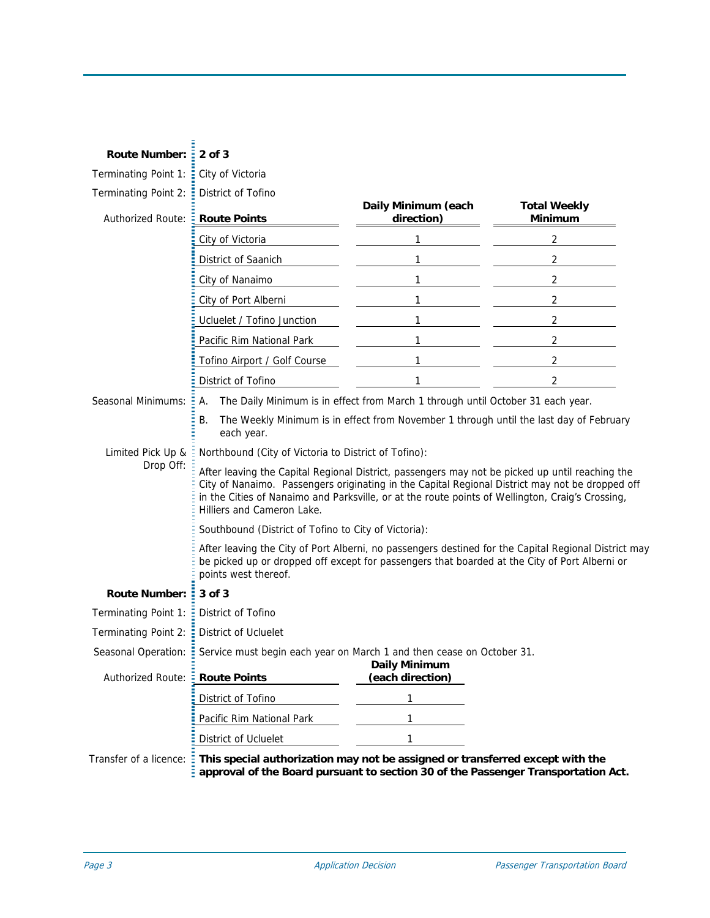**Route Number:** **2 of 3**

Terminating Point 1: City of Victoria

Terminating Point 2: District of Tofino

Authorized Route:

| **Route Points** | **Daily Minimum (each direction)** | **Total Weekly Minimum** |
|---|---|---|
| City of Victoria | 1 | 2 |
| District of Saanich | 1 | 2 |
| City of Nanaimo | 1 | 2 |
| City of Port Alberni | 1 | 2 |
| Ucluelet / Tofino Junction | 1 | 2 |
| Pacific Rim National Park | 1 | 2 |
| Tofino Airport / Golf Course | 1 | 2 |
| District of Tofino | 1 | 2 |

Seasonal Minimums:

A. The Daily Minimum is in effect from March 1 through until October 31 each year.

B. The Weekly Minimum is in effect from November 1 through until the last day of February each year.

Limited Pick Up & Drop Off:

Northbound (City of Victoria to District of Tofino):

After leaving the Capital Regional District, passengers may not be picked up until reaching the City of Nanaimo. Passengers originating in the Capital Regional District may not be dropped off in the Cities of Nanaimo and Parksville, or at the route points of Wellington, Craig's Crossing, Hilliers and Cameron Lake.

Southbound (District of Tofino to City of Victoria):

After leaving the City of Port Alberni, no passengers destined for the Capital Regional District may be picked up or dropped off except for passengers that boarded at the City of Port Alberni or points west thereof.

**Route Number:** **3 of 3**

Terminating Point 1: District of Tofino

Terminating Point 2: District of Ucluelet

Seasonal Operation: Service must begin each year on March 1 and then cease on October 31.

Authorized Route:

| **Route Points** | **Daily Minimum (each direction)** |
|---|---|
| District of Tofino | 1 |
| Pacific Rim National Park | 1 |
| District of Ucluelet | 1 |

Transfer of a licence: **This special authorization may not be assigned or transferred except with the approval of the Board pursuant to section 30 of the Passenger Transportation Act.**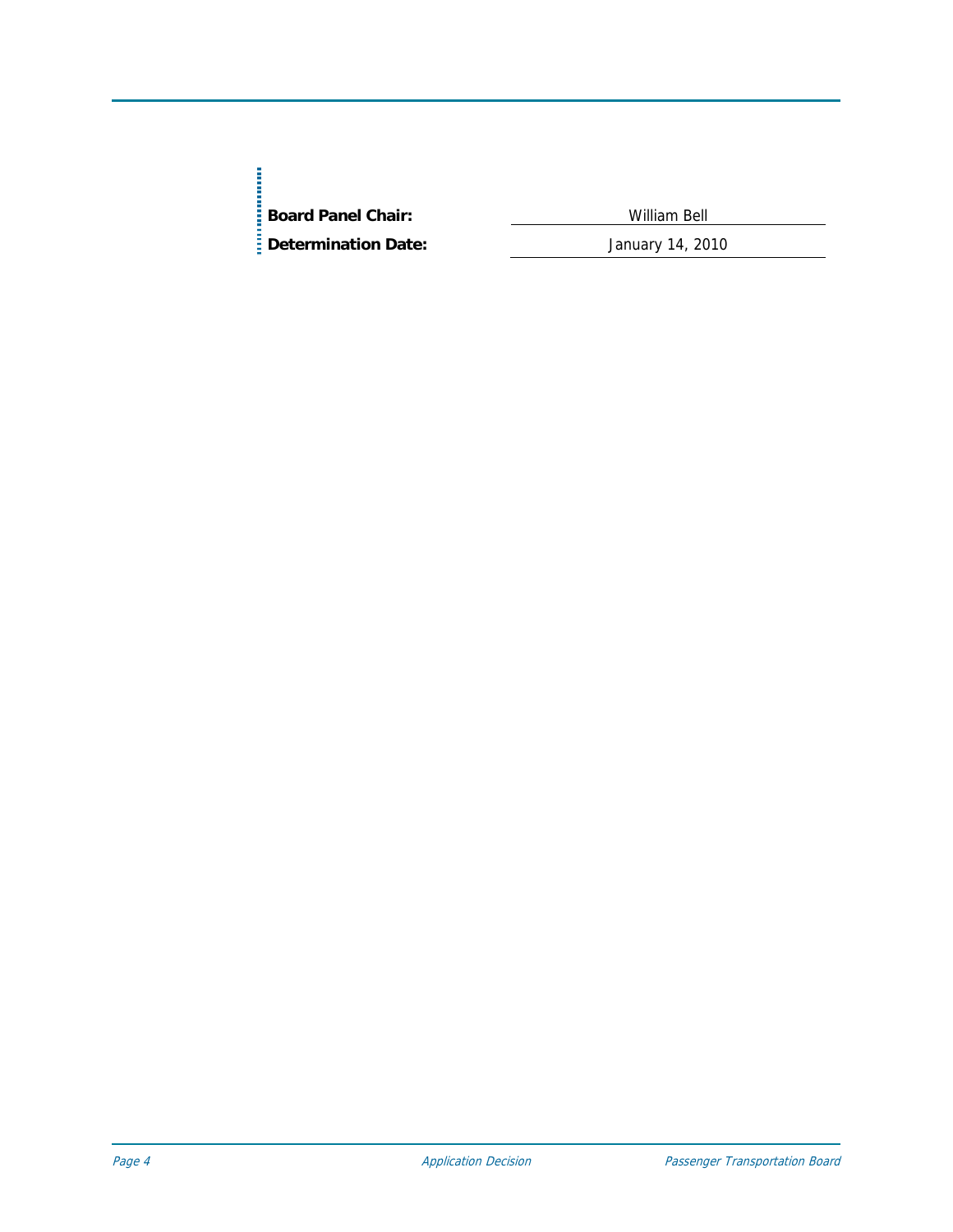| | |
|---|---|
| **Board Panel Chair:** | William Bell |
| **Determination Date:** | January 14, 2010 |